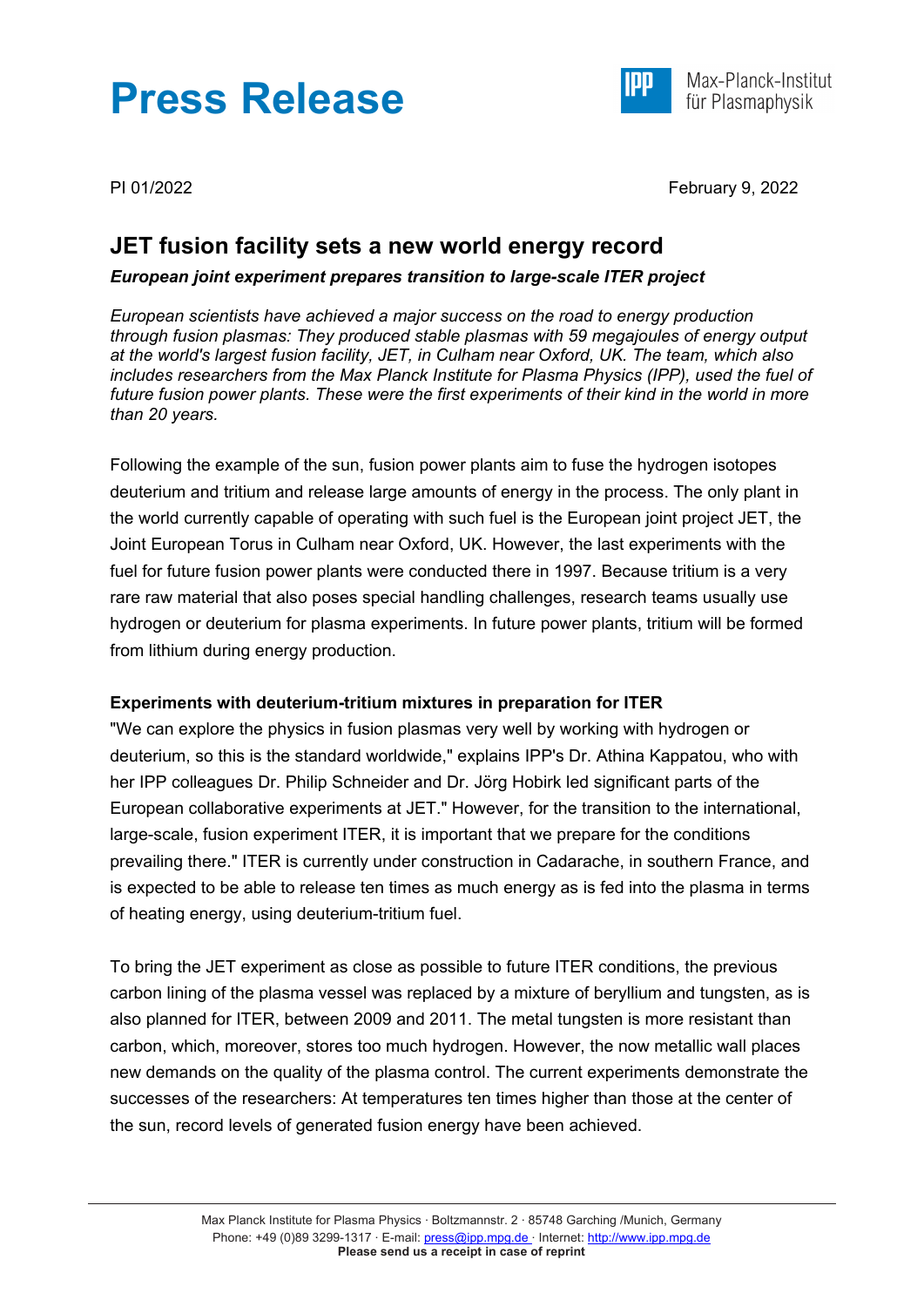# Press Release

Max-Planck-Institut für Plasmaphysik

PI 01/2022

February 9, 2022

## JET fusion facility sets a new world energy record

***European joint experiment prepares transition to large-scale ITER project***

*European scientists have achieved a major success on the road to energy production through fusion plasmas: They produced stable plasmas with 59 megajoules of energy output at the world's largest fusion facility, JET, in Culham near Oxford, UK. The team, which also includes researchers from the Max Planck Institute for Plasma Physics (IPP), used the fuel of future fusion power plants. These were the first experiments of their kind in the world in more than 20 years.*

Following the example of the sun, fusion power plants aim to fuse the hydrogen isotopes deuterium and tritium and release large amounts of energy in the process. The only plant in the world currently capable of operating with such fuel is the European joint project JET, the Joint European Torus in Culham near Oxford, UK. However, the last experiments with the fuel for future fusion power plants were conducted there in 1997. Because tritium is a very rare raw material that also poses special handling challenges, research teams usually use hydrogen or deuterium for plasma experiments. In future power plants, tritium will be formed from lithium during energy production.

**Experiments with deuterium-tritium mixtures in preparation for ITER**

"We can explore the physics in fusion plasmas very well by working with hydrogen or deuterium, so this is the standard worldwide," explains IPP's Dr. Athina Kappatou, who with her IPP colleagues Dr. Philip Schneider and Dr. Jörg Hobirk led significant parts of the European collaborative experiments at JET." However, for the transition to the international, large-scale, fusion experiment ITER, it is important that we prepare for the conditions prevailing there." ITER is currently under construction in Cadarache, in southern France, and is expected to be able to release ten times as much energy as is fed into the plasma in terms of heating energy, using deuterium-tritium fuel.

To bring the JET experiment as close as possible to future ITER conditions, the previous carbon lining of the plasma vessel was replaced by a mixture of beryllium and tungsten, as is also planned for ITER, between 2009 and 2011. The metal tungsten is more resistant than carbon, which, moreover, stores too much hydrogen. However, the now metallic wall places new demands on the quality of the plasma control. The current experiments demonstrate the successes of the researchers: At temperatures ten times higher than those at the center of the sun, record levels of generated fusion energy have been achieved.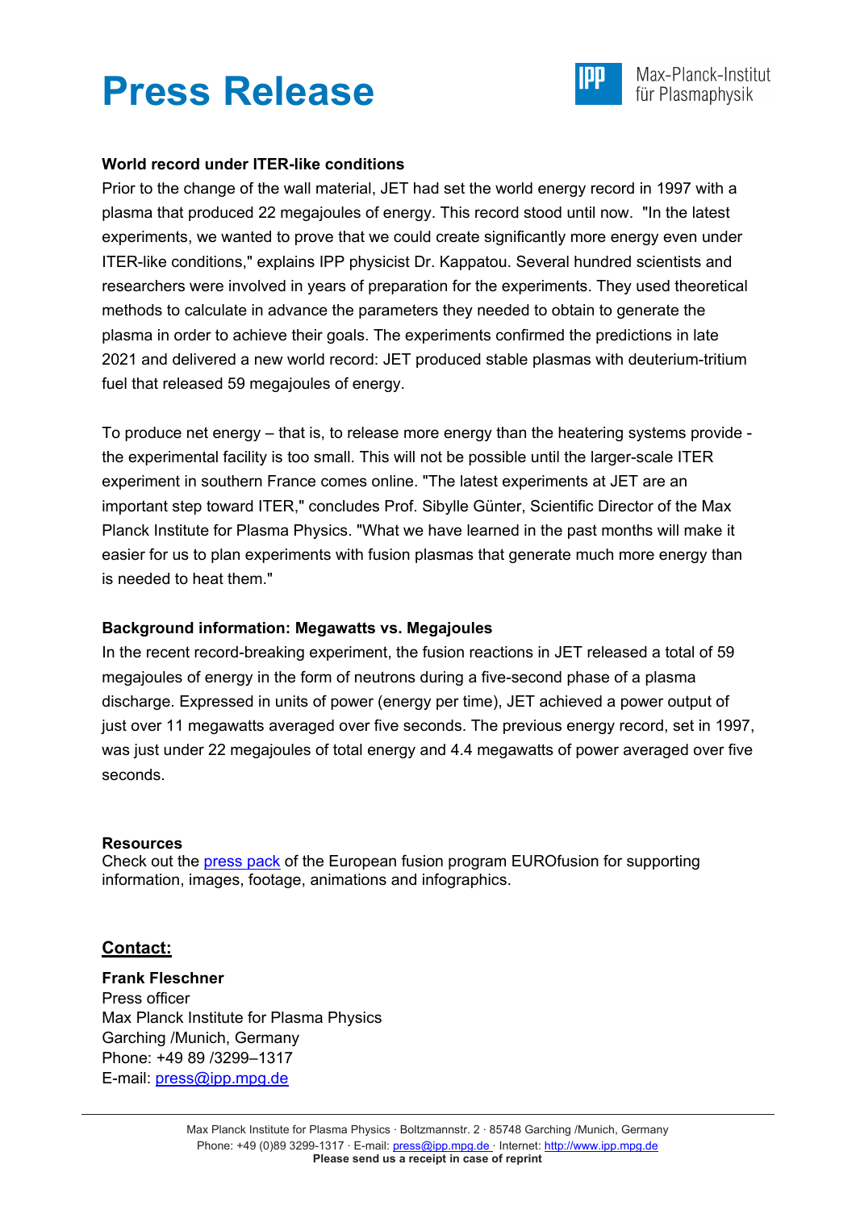# Press Release

**World record under ITER-like conditions**

Prior to the change of the wall material, JET had set the world energy record in 1997 with a plasma that produced 22 megajoules of energy. This record stood until now. "In the latest experiments, we wanted to prove that we could create significantly more energy even under ITER-like conditions," explains IPP physicist Dr. Kappatou. Several hundred scientists and researchers were involved in years of preparation for the experiments. They used theoretical methods to calculate in advance the parameters they needed to obtain to generate the plasma in order to achieve their goals. The experiments confirmed the predictions in late 2021 and delivered a new world record: JET produced stable plasmas with deuterium-tritium fuel that released 59 megajoules of energy.

To produce net energy – that is, to release more energy than the heatering systems provide - the experimental facility is too small. This will not be possible until the larger-scale ITER experiment in southern France comes online. "The latest experiments at JET are an important step toward ITER," concludes Prof. Sibylle Günter, Scientific Director of the Max Planck Institute for Plasma Physics. "What we have learned in the past months will make it easier for us to plan experiments with fusion plasmas that generate much more energy than is needed to heat them."

**Background information: Megawatts vs. Megajoules**

In the recent record-breaking experiment, the fusion reactions in JET released a total of 59 megajoules of energy in the form of neutrons during a five-second phase of a plasma discharge. Expressed in units of power (energy per time), JET achieved a power output of just over 11 megawatts averaged over five seconds. The previous energy record, set in 1997, was just under 22 megajoules of total energy and 4.4 megawatts of power averaged over five seconds.

**Resources**

Check out the press pack of the European fusion program EUROfusion for supporting information, images, footage, animations and infographics.

**Contact:**

**Frank Fleschner**
Press officer
Max Planck Institute for Plasma Physics
Garching /Munich, Germany
Phone: +49 89 /3299–1317
E-mail: press@ipp.mpg.de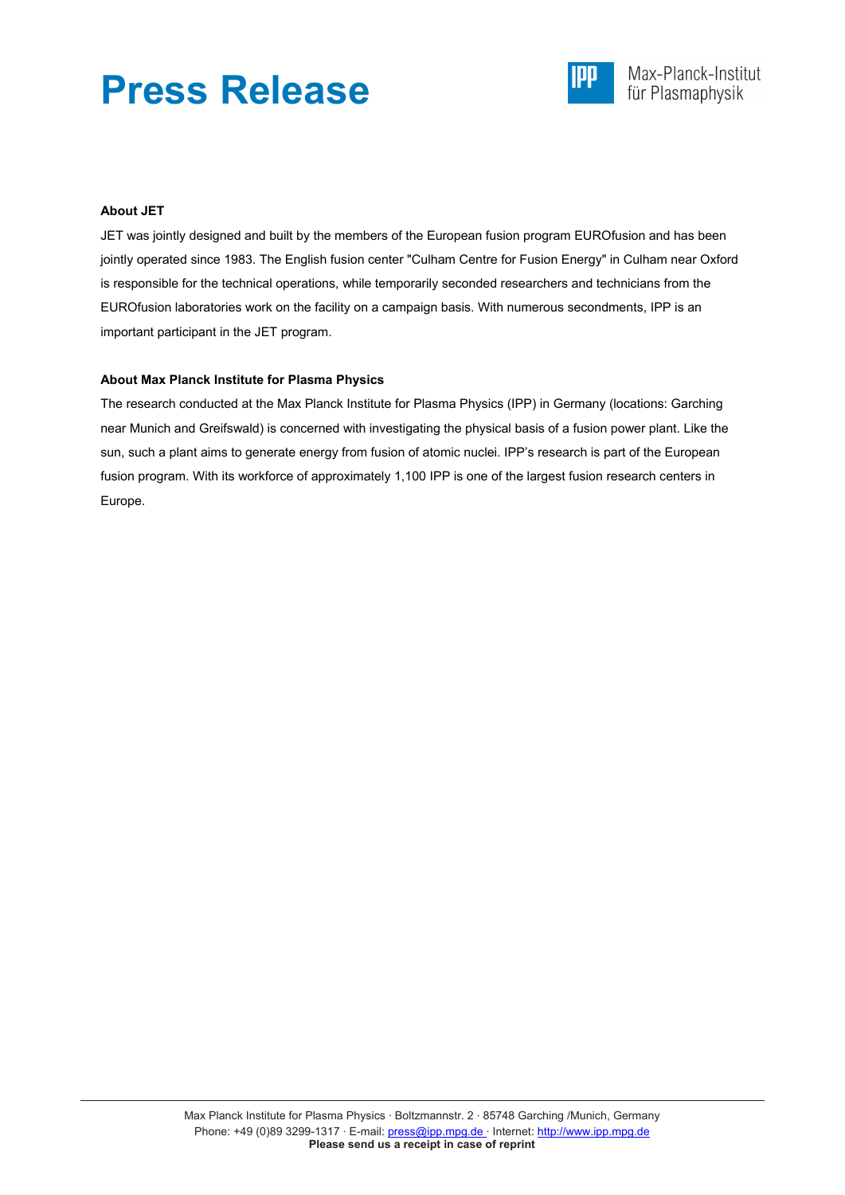**About JET**

JET was jointly designed and built by the members of the European fusion program EUROfusion and has been jointly operated since 1983. The English fusion center "Culham Centre for Fusion Energy" in Culham near Oxford is responsible for the technical operations, while temporarily seconded researchers and technicians from the EUROfusion laboratories work on the facility on a campaign basis. With numerous secondments, IPP is an important participant in the JET program.

**About Max Planck Institute for Plasma Physics**

The research conducted at the Max Planck Institute for Plasma Physics (IPP) in Germany (locations: Garching near Munich and Greifswald) is concerned with investigating the physical basis of a fusion power plant. Like the sun, such a plant aims to generate energy from fusion of atomic nuclei. IPP's research is part of the European fusion program. With its workforce of approximately 1,100 IPP is one of the largest fusion research centers in Europe.